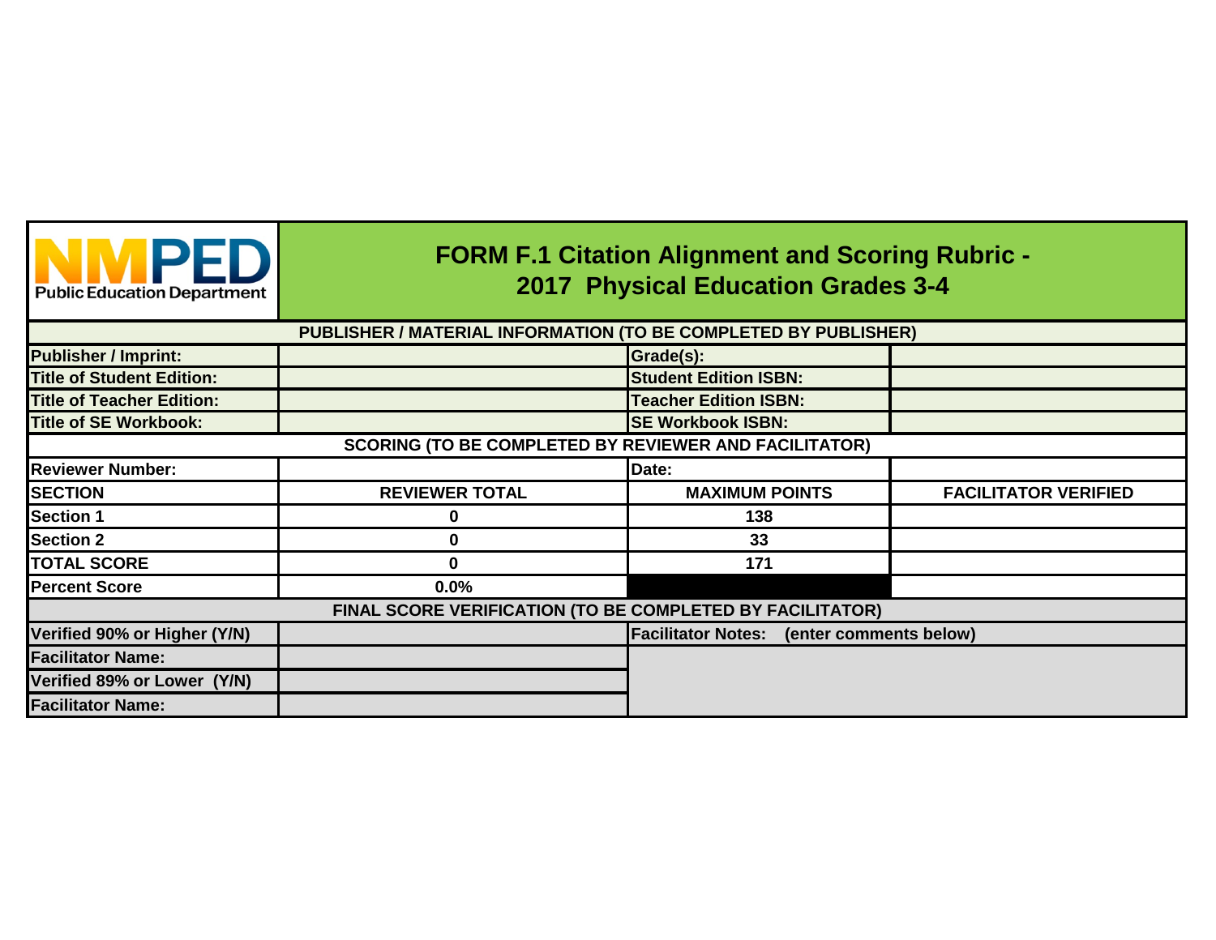NMPED Public Education Department

# FORM F.1 Citation Alignment and Scoring Rubric - 2017 Physical Education Grades 3-4

| PUBLISHER / MATERIAL INFORMATION (TO BE COMPLETED BY PUBLISHER) | | | |
|---|---|---|---|
| **Publisher / Imprint:** | | **Grade(s):** | |
| **Title of Student Edition:** | | **Student Edition ISBN:** | |
| **Title of Teacher Edition:** | | **Teacher Edition ISBN:** | |
| **Title of SE Workbook:** | | **SE Workbook ISBN:** | |

| SCORING (TO BE COMPLETED BY REVIEWER AND FACILITATOR) | | | |
|---|---|---|---|
| **Reviewer Number:** | | **Date:** | |
| **SECTION** | **REVIEWER TOTAL** | **MAXIMUM POINTS** | **FACILITATOR VERIFIED** |
| **Section 1** | 0 | 138 | |
| **Section 2** | 0 | 33 | |
| **TOTAL SCORE** | 0 | 171 | |
| **Percent Score** | 0.0% | | |

| FINAL SCORE VERIFICATION (TO BE COMPLETED BY FACILITATOR) | | |
|---|---|---|
| **Verified 90% or Higher (Y/N)** | | **Facilitator Notes: (enter comments below)** |
| **Facilitator Name:** | | |
| **Verified 89% or Lower (Y/N)** | | |
| **Facilitator Name:** | | |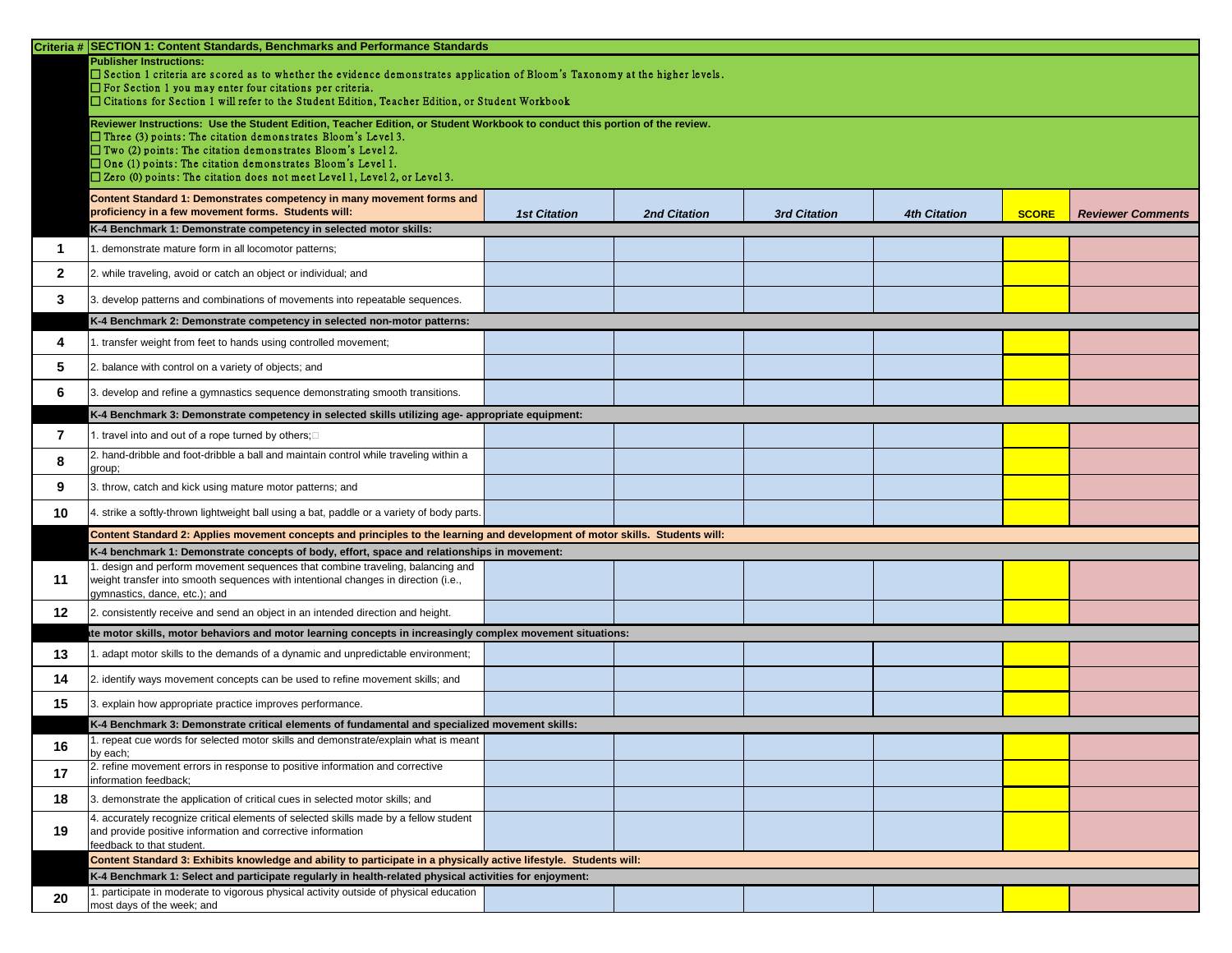| Criteria # | SECTION 1: Content Standards, Benchmarks and Performance Standards | | | | | | |
|---|---|---|---|---|---|---|---|
| | **Publisher Instructions:**<br>☐ Section 1 criteria are scored as to whether the evidence demonstrates application of Bloom's Taxonomy at the higher levels.<br>☐ For Section 1 you may enter four citations per criteria.<br>☐ Citations for Section 1 will refer to the Student Edition, Teacher Edition, or Student Workbook | | | | | | |
| | **Reviewer Instructions: Use the Student Edition, Teacher Edition, or Student Workbook to conduct this portion of the review.**<br>☐ Three (3) points: The citation demonstrates Bloom's Level 3.<br>☐ Two (2) points: The citation demonstrates Bloom's Level 2.<br>☐ One (1) points: The citation demonstrates Bloom's Level 1.<br>☐ Zero (0) points: The citation does not meet Level 1, Level 2, or Level 3. | | | | | | |
| | **Content Standard 1: Demonstrates competency in many movement forms and proficiency in a few movement forms. Students will:** | ***1st Citation*** | ***2nd Citation*** | ***3rd Citation*** | ***4th Citation*** | **SCORE** | ***Reviewer Comments*** |
| | **K-4 Benchmark 1: Demonstrate competency in selected motor skills:** | | | | | | |
| **1** | 1. demonstrate mature form in all locomotor patterns; | | | | | | |
| **2** | 2. while traveling, avoid or catch an object or individual; and | | | | | | |
| **3** | 3. develop patterns and combinations of movements into repeatable sequences. | | | | | | |
| | **K-4 Benchmark 2: Demonstrate competency in selected non-motor patterns:** | | | | | | |
| **4** | 1. transfer weight from feet to hands using controlled movement; | | | | | | |
| **5** | 2. balance with control on a variety of objects; and | | | | | | |
| **6** | 3. develop and refine a gymnastics sequence demonstrating smooth transitions. | | | | | | |
| | **K-4 Benchmark 3: Demonstrate competency in selected skills utilizing age- appropriate equipment:** | | | | | | |
| **7** | 1. travel into and out of a rope turned by others;☐ | | | | | | |
| **8** | 2. hand-dribble and foot-dribble a ball and maintain control while traveling within a group; | | | | | | |
| **9** | 3. throw, catch and kick using mature motor patterns; and | | | | | | |
| **10** | 4. strike a softly-thrown lightweight ball using a bat, paddle or a variety of body parts. | | | | | | |
| | **Content Standard 2: Applies movement concepts and principles to the learning and development of motor skills. Students will:** | | | | | | |
| | **K-4 benchmark 1: Demonstrate concepts of body, effort, space and relationships in movement:** | | | | | | |
| **11** | 1. design and perform movement sequences that combine traveling, balancing and weight transfer into smooth sequences with intentional changes in direction (i.e., gymnastics, dance, etc.); and | | | | | | |
| **12** | 2. consistently receive and send an object in an intended direction and height. | | | | | | |
| | **ate motor skills, motor behaviors and motor learning concepts in increasingly complex movement situations:** | | | | | | |
| **13** | 1. adapt motor skills to the demands of a dynamic and unpredictable environment; | | | | | | |
| **14** | 2. identify ways movement concepts can be used to refine movement skills; and | | | | | | |
| **15** | 3. explain how appropriate practice improves performance. | | | | | | |
| | **K-4 Benchmark 3: Demonstrate critical elements of fundamental and specialized movement skills:** | | | | | | |
| **16** | 1. repeat cue words for selected motor skills and demonstrate/explain what is meant by each; | | | | | | |
| **17** | 2. refine movement errors in response to positive information and corrective information feedback; | | | | | | |
| **18** | 3. demonstrate the application of critical cues in selected motor skills; and | | | | | | |
| **19** | 4. accurately recognize critical elements of selected skills made by a fellow student and provide positive information and corrective information feedback to that student. | | | | | | |
| | **Content Standard 3: Exhibits knowledge and ability to participate in a physically active lifestyle. Students will:** | | | | | | |
| | **K-4 Benchmark 1: Select and participate regularly in health-related physical activities for enjoyment:** | | | | | | |
| **20** | 1. participate in moderate to vigorous physical activity outside of physical education most days of the week; and | | | | | | |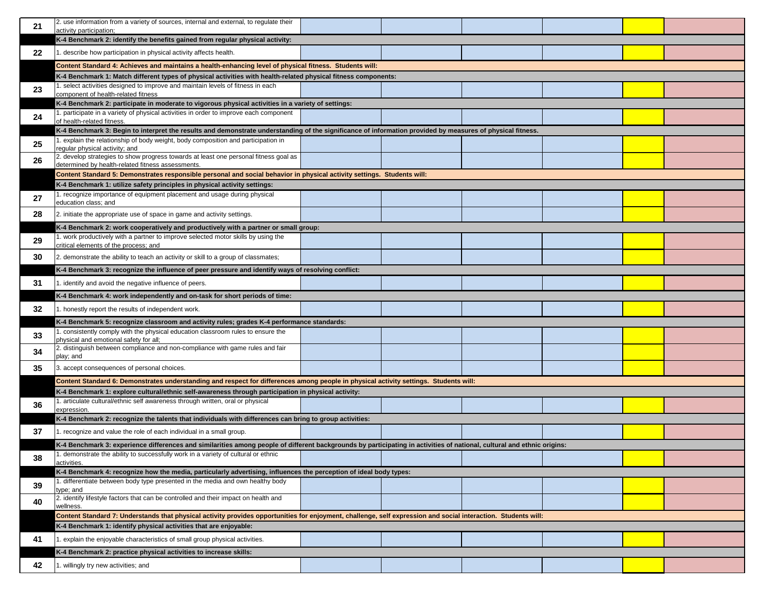| | | | | | | | |
|---|---|---|---|---|---|---|---|
| 21 | 2. use information from a variety of sources, internal and external, to regulate their activity participation; | | | | | | |
| | **K-4 Benchmark 2: identify the benefits gained from regular physical activity:** | | | | | | |
| 22 | 1. describe how participation in physical activity affects health. | | | | | | |
| | **Content Standard 4: Achieves and maintains a health-enhancing level of physical fitness. Students will:** | | | | | | |
| | **K-4 Benchmark 1: Match different types of physical activities with health-related physical fitness components:** | | | | | | |
| 23 | 1. select activities designed to improve and maintain levels of fitness in each component of health-related fitness | | | | | | |
| | **K-4 Benchmark 2: participate in moderate to vigorous physical activities in a variety of settings:** | | | | | | |
| 24 | 1. participate in a variety of physical activities in order to improve each component of health-related fitness. | | | | | | |
| | **K-4 Benchmark 3: Begin to interpret the results and demonstrate understanding of the significance of information provided by measures of physical fitness.** | | | | | | |
| 25 | 1. explain the relationship of body weight, body composition and participation in regular physical activity; and | | | | | | |
| 26 | 2. develop strategies to show progress towards at least one personal fitness goal as determined by health-related fitness assessments. | | | | | | |
| | **Content Standard 5: Demonstrates responsible personal and social behavior in physical activity settings. Students will:** | | | | | | |
| | **K-4 Benchmark 1: utilize safety principles in physical activity settings:** | | | | | | |
| 27 | 1. recognize importance of equipment placement and usage during physical education class; and | | | | | | |
| 28 | 2. initiate the appropriate use of space in game and activity settings. | | | | | | |
| | **K-4 Benchmark 2: work cooperatively and productively with a partner or small group:** | | | | | | |
| 29 | 1. work productively with a partner to improve selected motor skills by using the critical elements of the process; and | | | | | | |
| 30 | 2. demonstrate the ability to teach an activity or skill to a group of classmates; | | | | | | |
| | **K-4 Benchmark 3: recognize the influence of peer pressure and identify ways of resolving conflict:** | | | | | | |
| 31 | 1. identify and avoid the negative influence of peers. | | | | | | |
| | **K-4 Benchmark 4: work independently and on-task for short periods of time:** | | | | | | |
| 32 | 1. honestly report the results of independent work. | | | | | | |
| | **K-4 Benchmark 5: recognize classroom and activity rules; grades K-4 performance standards:** | | | | | | |
| 33 | 1. consistently comply with the physical education classroom rules to ensure the physical and emotional safety for all; | | | | | | |
| 34 | 2. distinguish between compliance and non-compliance with game rules and fair play; and | | | | | | |
| 35 | 3. accept consequences of personal choices. | | | | | | |
| | **Content Standard 6: Demonstrates understanding and respect for differences among people in physical activity settings. Students will:** | | | | | | |
| | **K-4 Benchmark 1: explore cultural/ethnic self-awareness through participation in physical activity:** | | | | | | |
| 36 | 1. articulate cultural/ethnic self awareness through written, oral or physical expression. | | | | | | |
| | **K-4 Benchmark 2: recognize the talents that individuals with differences can bring to group activities:** | | | | | | |
| 37 | 1. recognize and value the role of each individual in a small group. | | | | | | |
| | **K-4 Benchmark 3: experience differences and similarities among people of different backgrounds by participating in activities of national, cultural and ethnic origins:** | | | | | | |
| 38 | 1. demonstrate the ability to successfully work in a variety of cultural or ethnic activities. | | | | | | |
| | **K-4 Benchmark 4: recognize how the media, particularly advertising, influences the perception of ideal body types:** | | | | | | |
| 39 | 1. differentiate between body type presented in the media and own healthy body type; and | | | | | | |
| 40 | 2. identify lifestyle factors that can be controlled and their impact on health and wellness. | | | | | | |
| | **Content Standard 7: Understands that physical activity provides opportunities for enjoyment, challenge, self expression and social interaction. Students will:** | | | | | | |
| | **K-4 Benchmark 1: identify physical activities that are enjoyable:** | | | | | | |
| 41 | 1. explain the enjoyable characteristics of small group physical activities. | | | | | | |
| | **K-4 Benchmark 2: practice physical activities to increase skills:** | | | | | | |
| 42 | 1. willingly try new activities; and | | | | | | |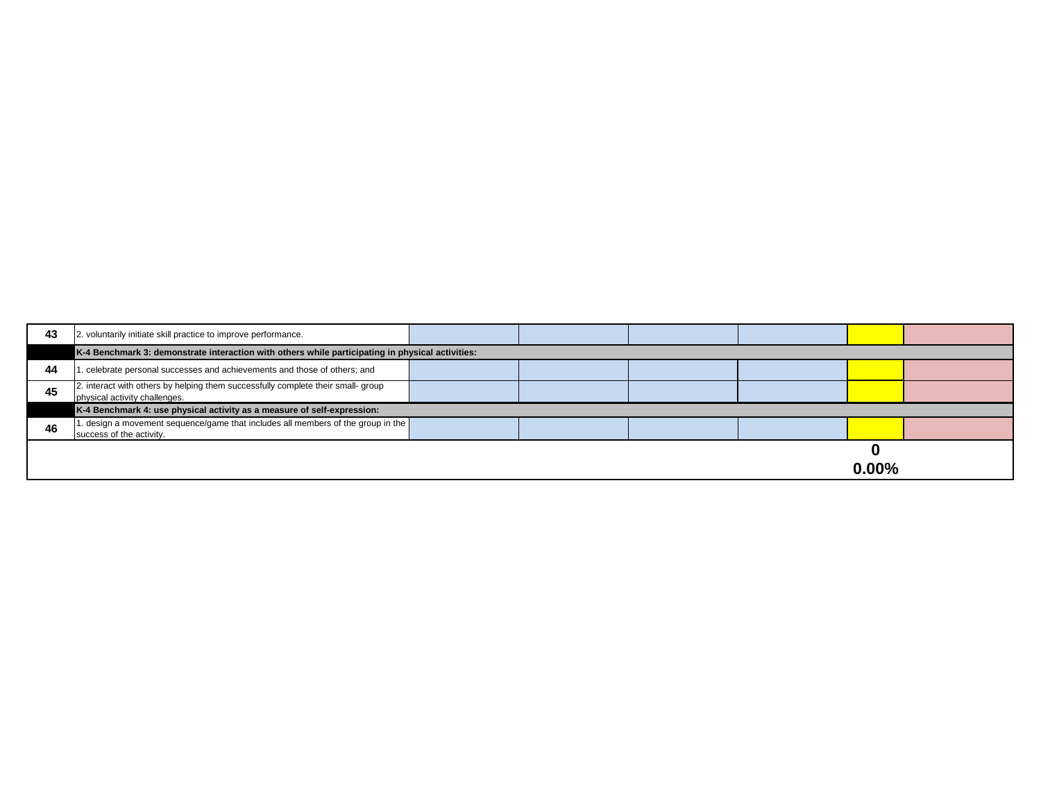| | | | | | | | |
|---|---|---|---|---|---|---|---|
| **43** | 2. voluntarily initiate skill practice to improve performance. | | | | | | |
| | **K-4 Benchmark 3: demonstrate interaction with others while participating in physical activities:** | | | | | | |
| **44** | 1. celebrate personal successes and achievements and those of others; and | | | | | | |
| **45** | 2. interact with others by helping them successfully complete their small- group physical activity challenges. | | | | | | |
| | **K-4 Benchmark 4: use physical activity as a measure of self-expression:** | | | | | | |
| **46** | 1. design a movement sequence/game that includes all members of the group in the success of the activity. | | | | | | |
| | | | | | | **0** | |
| | | | | | | **0.00%** | |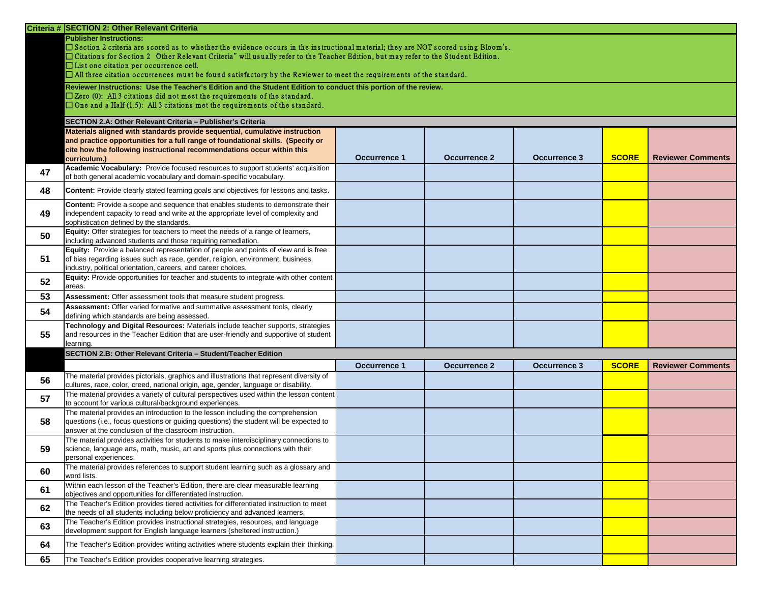| Criteria # | SECTION 2: Other Relevant Criteria | | | | | |
|---|---|---|---|---|---|---|
| | **Publisher Instructions:**<br>☐ Section 2 criteria are scored as to whether the evidence occurs in the instructional material; they are NOT scored using Bloom's.<br>☐ Citations for Section 2 Other Relevant Criteria" will usually refer to the Teacher Edition, but may refer to the Student Edition.<br>☐ List one citation per occurrence cell.<br>☐ All three citation occurrences must be found satisfactory by the Reviewer to meet the requirements of the standard. | | | | | |
| | **Reviewer Instructions: Use the Teacher's Edition and the Student Edition to conduct this portion of the review.**<br>☐ Zero (0): All 3 citations did not meet the requirements of the standard.<br>☐ One and a Half (1.5): All 3 citations met the requirements of the standard. | | | | | |
| | **SECTION 2.A: Other Relevant Criteria – Publisher's Criteria** | | | | | |
| | **Materials aligned with standards provide sequential, cumulative instruction and practice opportunities for a full range of foundational skills. (Specify or cite how the following instructional recommendations occur within this curriculum.)** | **Occurrence 1** | **Occurrence 2** | **Occurrence 3** | **SCORE** | **Reviewer Comments** |
| **47** | **Academic Vocabulary:** Provide focused resources to support students' acquisition of both general academic vocabulary and domain-specific vocabulary. | | | | | |
| **48** | **Content:** Provide clearly stated learning goals and objectives for lessons and tasks. | | | | | |
| **49** | **Content:** Provide a scope and sequence that enables students to demonstrate their independent capacity to read and write at the appropriate level of complexity and sophistication defined by the standards. | | | | | |
| **50** | **Equity:** Offer strategies for teachers to meet the needs of a range of learners, including advanced students and those requiring remediation. | | | | | |
| **51** | **Equity:** Provide a balanced representation of people and points of view and is free of bias regarding issues such as race, gender, religion, environment, business, industry, political orientation, careers, and career choices. | | | | | |
| **52** | **Equity:** Provide opportunities for teacher and students to integrate with other content areas. | | | | | |
| **53** | **Assessment:** Offer assessment tools that measure student progress. | | | | | |
| **54** | **Assessment:** Offer varied formative and summative assessment tools, clearly defining which standards are being assessed. | | | | | |
| **55** | **Technology and Digital Resources:** Materials include teacher supports, strategies and resources in the Teacher Edition that are user-friendly and supportive of student learning. | | | | | |
| | **SECTION 2.B: Other Relevant Criteria – Student/Teacher Edition** | | | | | |
| | | **Occurrence 1** | **Occurrence 2** | **Occurrence 3** | **SCORE** | **Reviewer Comments** |
| **56** | The material provides pictorials, graphics and illustrations that represent diversity of cultures, race, color, creed, national origin, age, gender, language or disability. | | | | | |
| **57** | The material provides a variety of cultural perspectives used within the lesson content to account for various cultural/background experiences. | | | | | |
| **58** | The material provides an introduction to the lesson including the comprehension questions (i.e., focus questions or guiding questions) the student will be expected to answer at the conclusion of the classroom instruction. | | | | | |
| **59** | The material provides activities for students to make interdisciplinary connections to science, language arts, math, music, art and sports plus connections with their personal experiences. | | | | | |
| **60** | The material provides references to support student learning such as a glossary and word lists. | | | | | |
| **61** | Within each lesson of the Teacher's Edition, there are clear measurable learning objectives and opportunities for differentiated instruction. | | | | | |
| **62** | The Teacher's Edition provides tiered activities for differentiated instruction to meet the needs of all students including below proficiency and advanced learners. | | | | | |
| **63** | The Teacher's Edition provides instructional strategies, resources, and language development support for English language learners (sheltered instruction.) | | | | | |
| **64** | The Teacher's Edition provides writing activities where students explain their thinking. | | | | | |
| **65** | The Teacher's Edition provides cooperative learning strategies. | | | | | |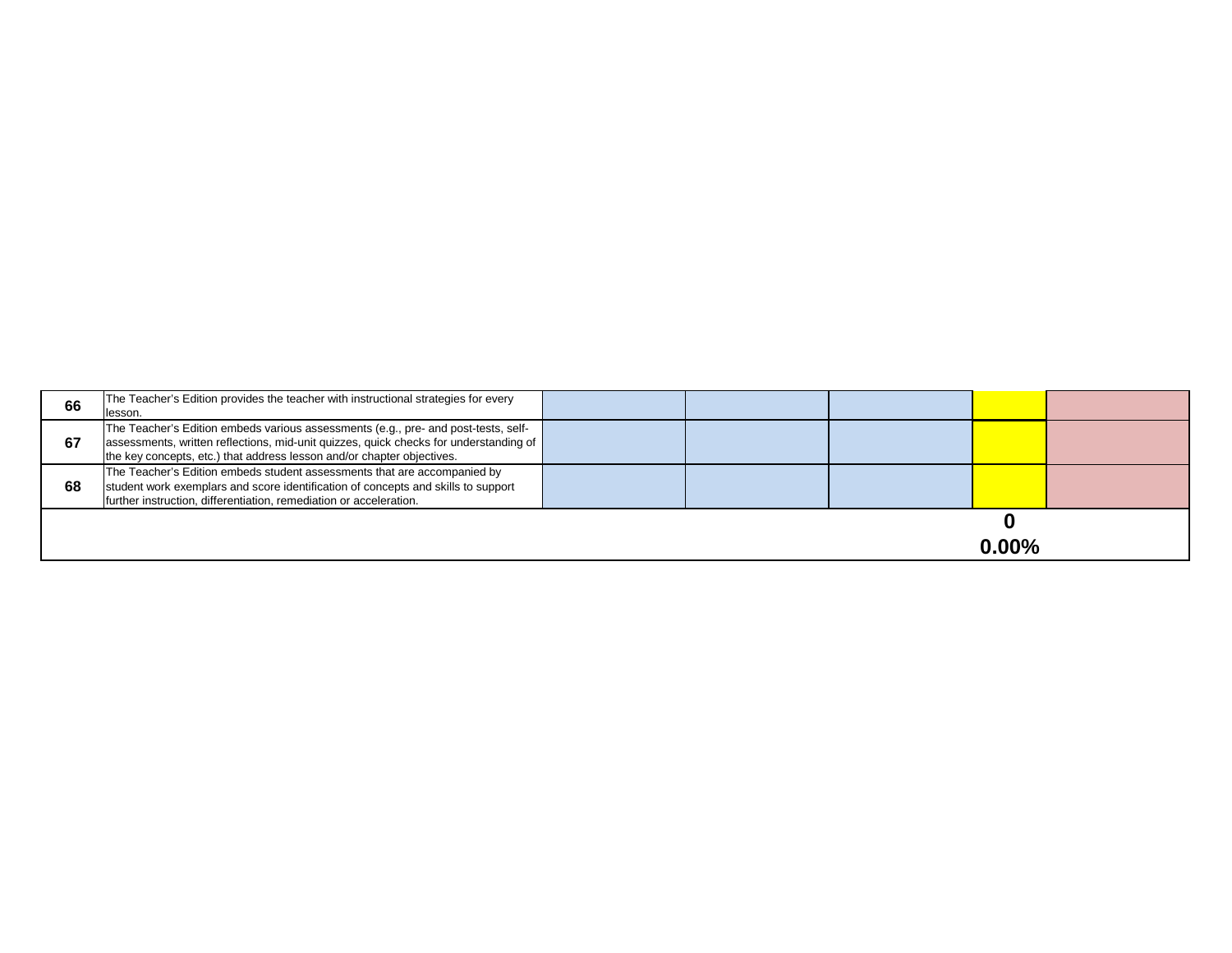| | | | | | | |
|---|---|---|---|---|---|---|
| **66** | The Teacher's Edition provides the teacher with instructional strategies for every lesson. | | | | | |
| **67** | The Teacher's Edition embeds various assessments (e.g., pre- and post-tests, self-assessments, written reflections, mid-unit quizzes, quick checks for understanding of the key concepts, etc.) that address lesson and/or chapter objectives. | | | | | |
| **68** | The Teacher's Edition embeds student assessments that are accompanied by student work exemplars and score identification of concepts and skills to support further instruction, differentiation, remediation or acceleration. | | | | | |
| | | | | | **0** | |
| | | | | | **0.00%** | |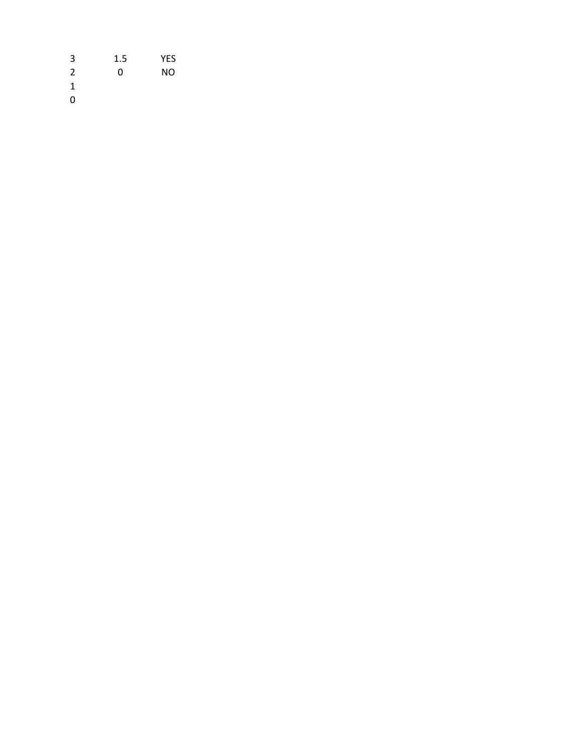| | | |
|---|---|---|
| 3 | 1.5 | YES |
| 2 | 0 | NO |
| 1 | | |
| 0 | | |